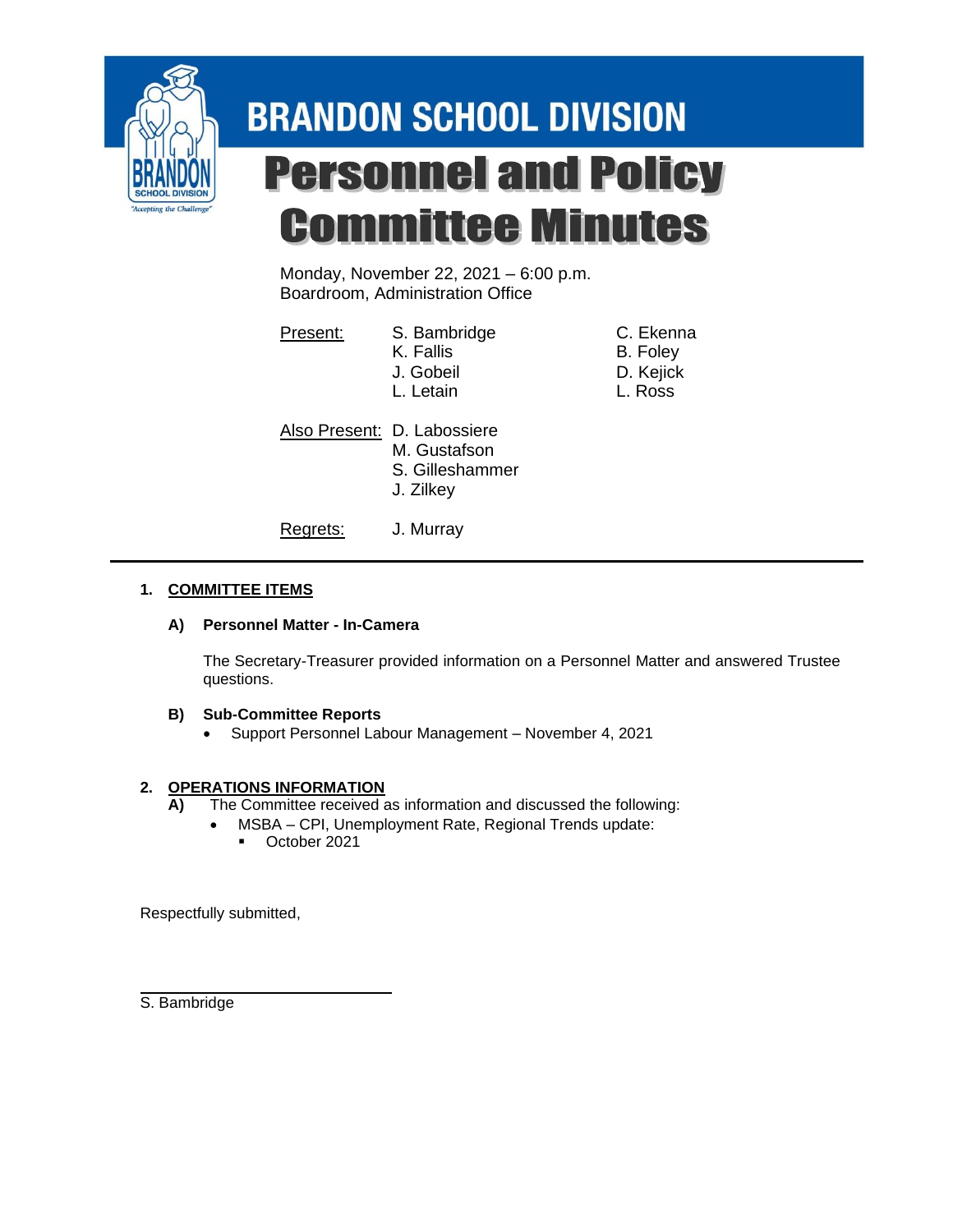# BRANDON SCHOOL DIVISION

# Personnel and Policy Committee Minutes

Monday, November 22, 2021 – 6:00 p.m.
Boardroom, Administration Office

| Present: | S. Bambridge | C. Ekenna |
|---|---|---|
| | K. Fallis | B. Foley |
| | J. Gobeil | D. Kejick |
| | L. Letain | L. Ross |

Also Present: D. Labossiere
M. Gustafson
S. Gilleshammer
J. Zilkey

Regrets: J. Murray

---

## 1. COMMITTEE ITEMS

### A) Personnel Matter - In-Camera

The Secretary-Treasurer provided information on a Personnel Matter and answered Trustee questions.

### B) Sub-Committee Reports

- Support Personnel Labour Management – November 4, 2021

## 2. OPERATIONS INFORMATION

**A)** The Committee received as information and discussed the following:

- MSBA – CPI, Unemployment Rate, Regional Trends update:
  - October 2021

Respectfully submitted,

S. Bambridge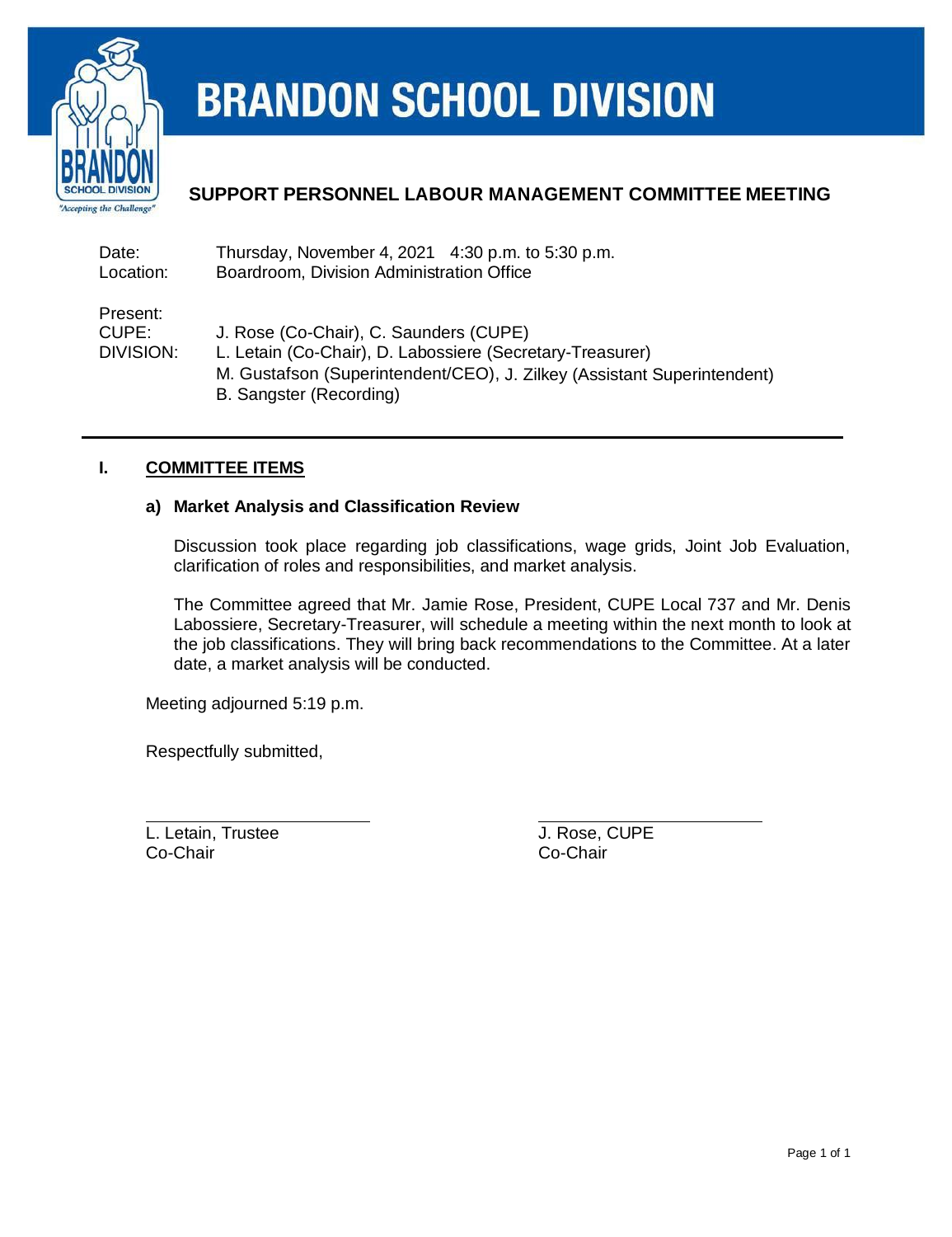# BRANDON SCHOOL DIVISION

## SUPPORT PERSONNEL LABOUR MANAGEMENT COMMITTEE MEETING

| | |
|---|---|
| Date: | Thursday, November 4, 2021 4:30 p.m. to 5:30 p.m. |
| Location: | Boardroom, Division Administration Office |

Present:

| | |
|---|---|
| CUPE: | J. Rose (Co-Chair), C. Saunders (CUPE) |
| DIVISION: | L. Letain (Co-Chair), D. Labossiere (Secretary-Treasurer) |
| | M. Gustafson (Superintendent/CEO), J. Zilkey (Assistant Superintendent) |
| | B. Sangster (Recording) |

---

### I. COMMITTEE ITEMS

#### a) Market Analysis and Classification Review

Discussion took place regarding job classifications, wage grids, Joint Job Evaluation, clarification of roles and responsibilities, and market analysis.

The Committee agreed that Mr. Jamie Rose, President, CUPE Local 737 and Mr. Denis Labossiere, Secretary-Treasurer, will schedule a meeting within the next month to look at the job classifications. They will bring back recommendations to the Committee. At a later date, a market analysis will be conducted.

Meeting adjourned 5:19 p.m.

Respectfully submitted,

L. Letain, Trustee
Co-Chair

J. Rose, CUPE
Co-Chair